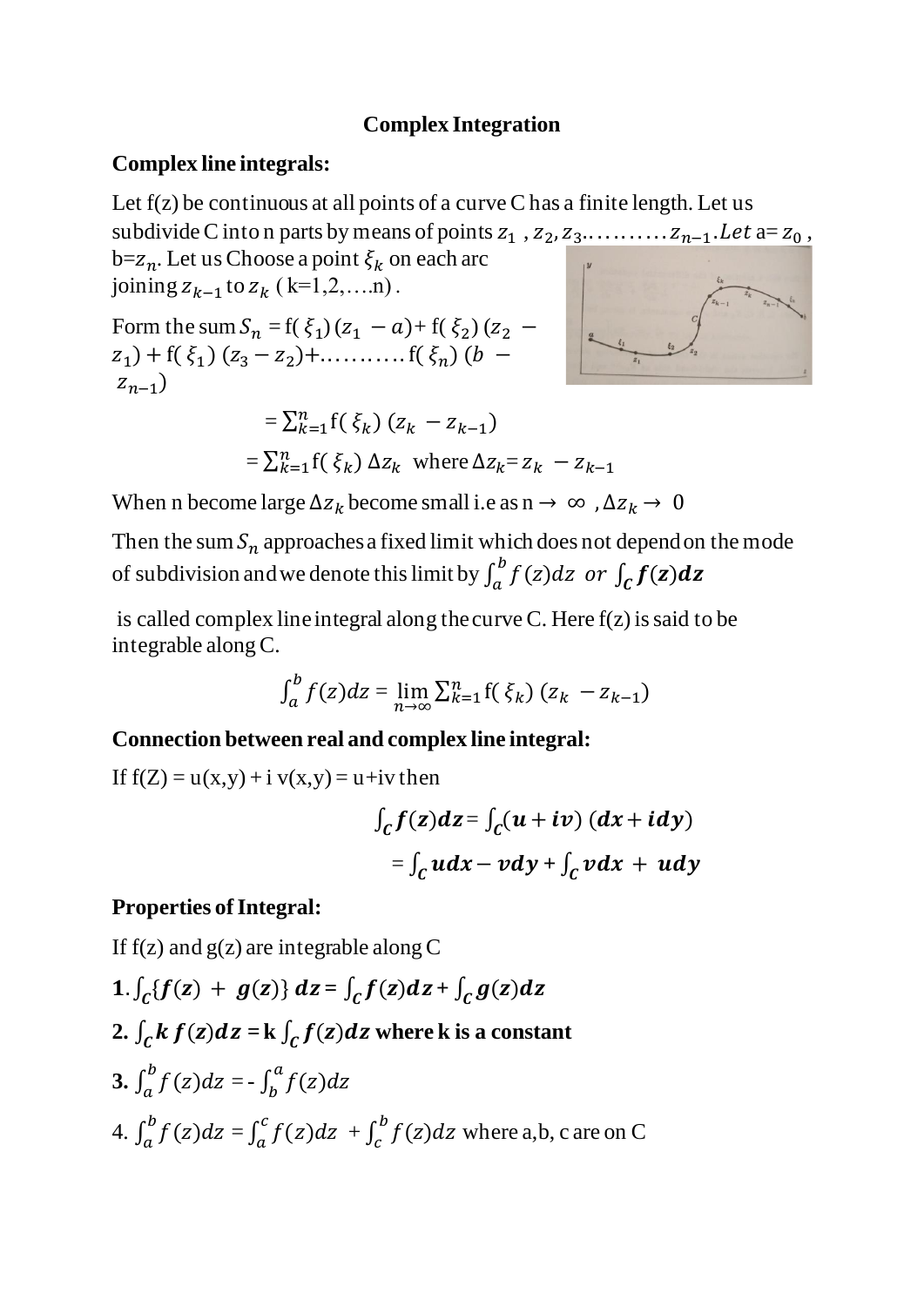# Complex Integration

## Complex line integrals:

Let f(z) be continuous at all points of a curve C has a finite length. Let us subdivide C into n parts by means of points $z_1$ , $z_2, z_3 \ldots\ldots\ldots\ldots z_{n-1}$. *Let* a= $z_0$ , b=$z_n$. Let us Choose a point $\xi_k$ on each arc joining $z_{k-1}$ to $z_k$ ( k=1,2,….n) .

Form the sum $S_n$ = f( $\xi_1$) ($z_1 - a$)+ f( $\xi_2$) ($z_2 - z_1$) + f( $\xi_1$) ($z_3 - z_2$)+………. f( $\xi_n$) ($b - z_{n-1}$)

$$= \sum_{k=1}^{n} f(\xi_k)\,(z_k - z_{k-1})$$

$$= \sum_{k=1}^{n} f(\xi_k)\,\Delta z_k \quad \text{where } \Delta z_k = z_k - z_{k-1}$$

When n become large $\Delta z_k$ become small i.e as $n \to \infty$ , $\Delta z_k \to 0$

Then the sum $S_n$ approaches a fixed limit which does not depend on the mode of subdivision and we denote this limit by $\int_a^b f(z)dz$ *or* $\int_C \boldsymbol{f(z)dz}$

is called complex line integral along the curve C. Here f(z) is said to be integrable along C.

$$\int_a^b f(z)dz = \lim_{n\to\infty} \sum_{k=1}^{n} f(\xi_k)\,(z_k - z_{k-1})$$

## Connection between real and complex line integral:

If f(Z) = u(x,y) + i v(x,y) = u+iv then

$$\int_C \boldsymbol{f(z)dz} = \int_C (\boldsymbol{u + iv})\,(\boldsymbol{dx + idy})$$

$$= \int_C \boldsymbol{udx - vdy} + \int_C \boldsymbol{vdx + udy}$$

## Properties of Integral:

If f(z) and g(z) are integrable along C

**1**. $\int_C \{\boldsymbol{f(z) + g(z)}\}\,\boldsymbol{dz} = \int_C \boldsymbol{f(z)dz} + \int_C \boldsymbol{g(z)dz}$

**2.** $\int_C \boldsymbol{k\, f(z)dz} = \mathbf{k} \int_C \boldsymbol{f(z)dz}$ **where k is a constant**

**3.** $\int_a^b f(z)dz = -\int_b^a f(z)dz$

4. $\int_a^b f(z)dz = \int_a^c f(z)dz + \int_c^b f(z)dz$ where a,b, c are on C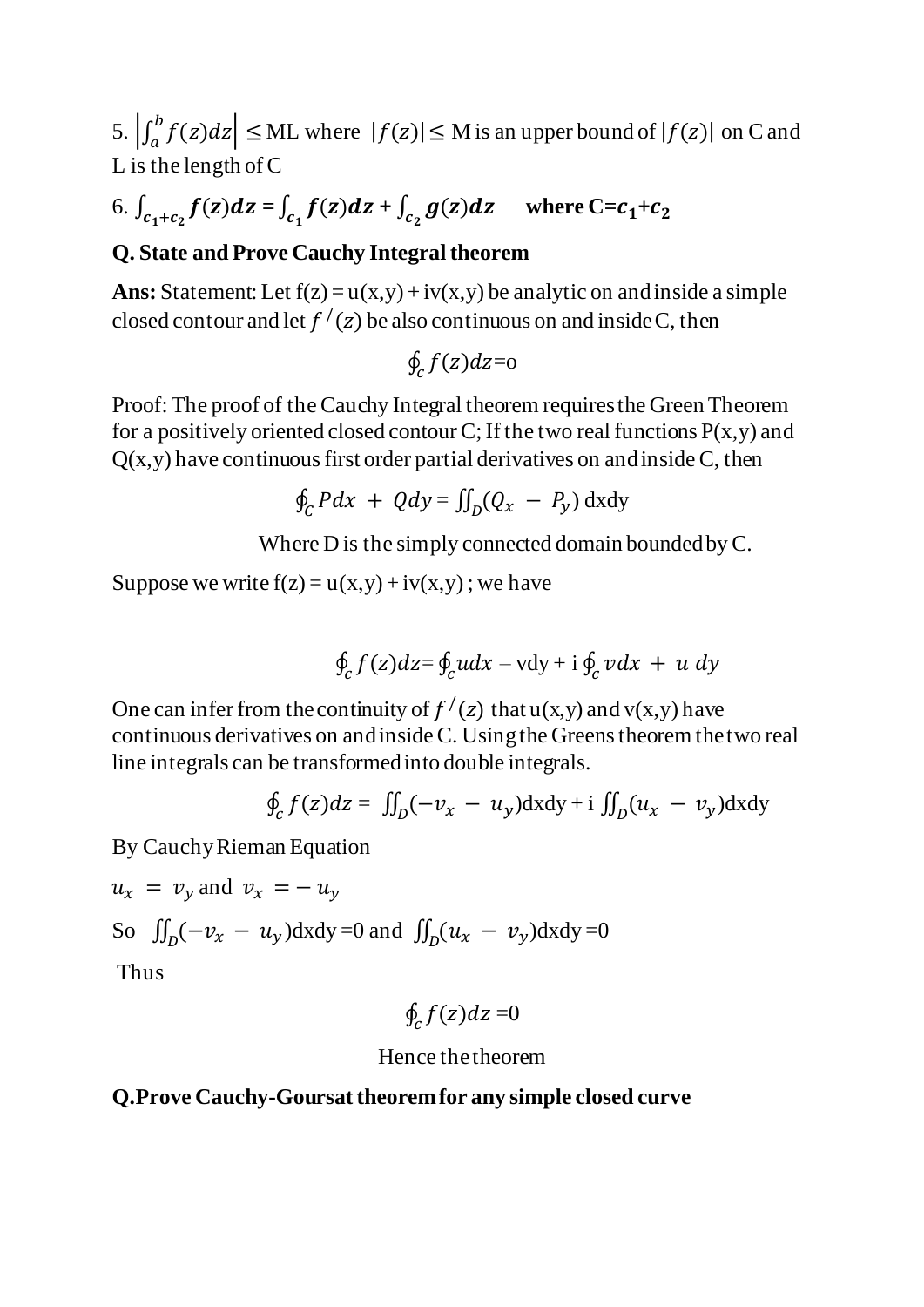5. $\left|\int_a^b f(z)dz\right| \leq$ ML where $|f(z)| \leq$ M is an upper bound of $|f(z)|$ on C and L is the length of C

6. $\int_{c_1+c_2} f(z)dz = \int_{c_1} f(z)dz + \int_{c_2} g(z)dz$ **where C=$c_1$+$c_2$**

**Q. State and Prove Cauchy Integral theorem**

**Ans:** Statement: Let f(z) = u(x,y) + iv(x,y) be analytic on and inside a simple closed contour and let $f^{/}(z)$ be also continuous on and inside C, then

$$\oint_c f(z)dz = 0$$

Proof: The proof of the Cauchy Integral theorem requires the Green Theorem for a positively oriented closed contour C; If the two real functions P(x,y) and Q(x,y) have continuous first order partial derivatives on and inside C, then

$$\oint_C Pdx + Qdy = \iint_D (Q_x - P_y)\, \text{dxdy}$$

Where D is the simply connected domain bounded by C.

Suppose we write f(z) = u(x,y) + iv(x,y) ; we have

$$\oint_c f(z)dz = \oint_c udx - \text{vdy} + \text{i} \oint_c vdx + u\, dy$$

One can infer from the continuity of $f^{/}(z)$ that u(x,y) and v(x,y) have continuous derivatives on and inside C. Using the Greens theorem the two real line integrals can be transformed into double integrals.

$$\oint_c f(z)dz = \iint_D (-v_x - u_y)\text{dxdy} + \text{i} \iint_D (u_x - v_y)\text{dxdy}$$

By Cauchy Rieman Equation

$u_x = v_y$ and $v_x = -u_y$

So $\iint_D (-v_x - u_y)$dxdy =0 and $\iint_D (u_x - v_y)$dxdy =0

Thus

$$\oint_c f(z)dz = 0$$

Hence the theorem

**Q.Prove Cauchy-Goursat theorem for any simple closed curve**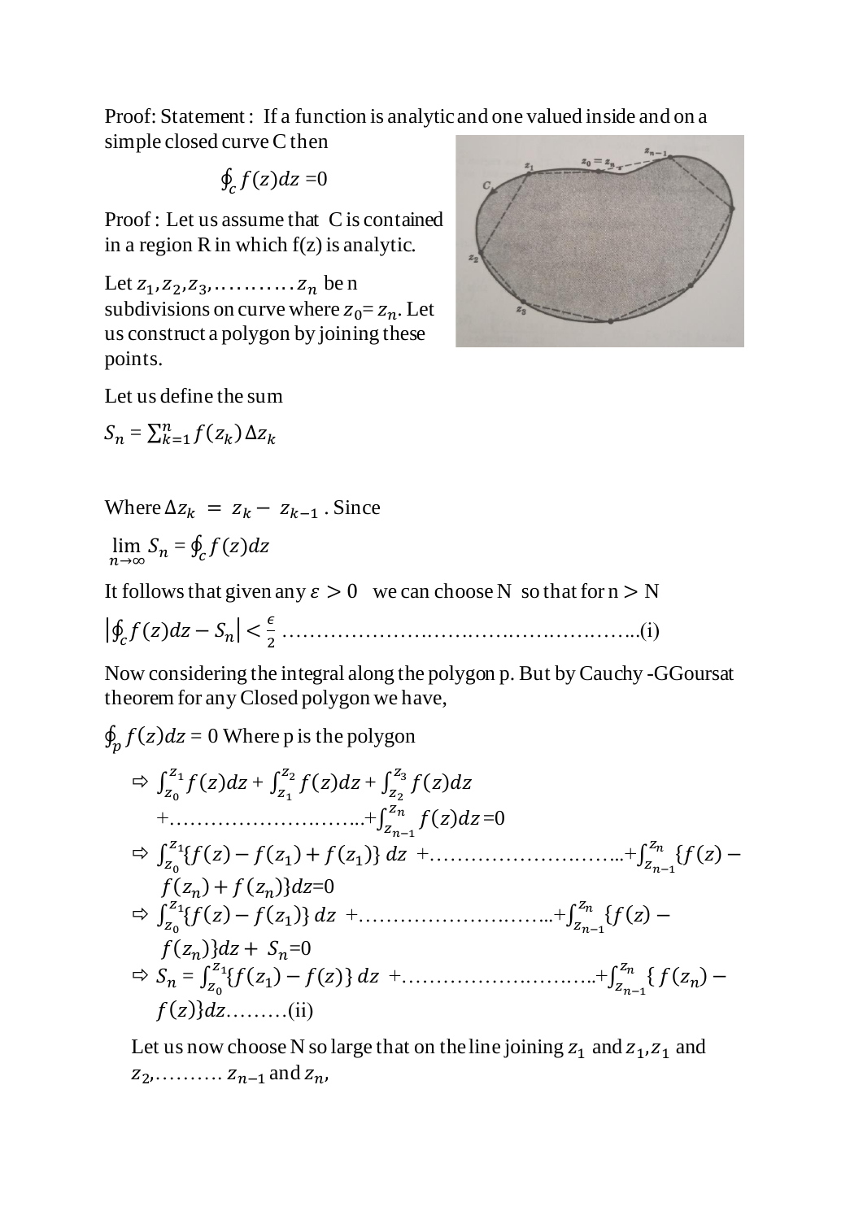Proof: Statement : If a function is analytic and one valued inside and on a simple closed curve C then

$$\oint_c f(z)dz = 0$$

Proof : Let us assume that C is contained in a region R in which f(z) is analytic.

Let $z_1, z_2, z_3, \ldots\ldots\ldots z_n$ be n subdivisions on curve where $z_0 = z_n$. Let us construct a polygon by joining these points.

Let us define the sum

$$S_n = \sum_{k=1}^{n} f(z_k)\,\Delta z_k$$

Where $\Delta z_k = z_k - z_{k-1}$ . Since

$$\lim_{n\to\infty} S_n = \oint_c f(z)dz$$

It follows that given any $\epsilon > 0$ we can choose N so that for n > N

$$\left|\oint_c f(z)dz - S_n\right| < \frac{\epsilon}{2} \ldots\ldots\ldots\ldots\ldots\ldots\ldots\ldots\ldots\ldots\ldots\ldots\ldots\text{(i)}$$

Now considering the integral along the polygon p. But by Cauchy -GGoursat theorem for any Closed polygon we have,

$\oint_p f(z)dz = 0$ Where p is the polygon

$\Rightarrow \int_{z_0}^{z_1} f(z)dz + \int_{z_1}^{z_2} f(z)dz + \int_{z_2}^{z_3} f(z)dz + \ldots\ldots\ldots\ldots\ldots\ldots + \int_{z_{n-1}}^{z_n} f(z)dz = 0$

$\Rightarrow \int_{z_0}^{z_1}\{f(z) - f(z_1) + f(z_1)\}\,dz + \ldots\ldots\ldots\ldots\ldots\ldots + \int_{z_{n-1}}^{z_n}\{f(z) - f(z_n) + f(z_n)\}dz = 0$

$\Rightarrow \int_{z_0}^{z_1}\{f(z) - f(z_1)\}\,dz + \ldots\ldots\ldots\ldots\ldots\ldots + \int_{z_{n-1}}^{z_n}\{f(z) - f(z_n)\}dz + S_n = 0$

$\Rightarrow S_n = \int_{z_0}^{z_1}\{f(z_1) - f(z)\}\,dz + \ldots\ldots\ldots\ldots\ldots\ldots + \int_{z_{n-1}}^{z_n}\{f(z_n) - f(z)\}dz \ldots\ldots\ldots\text{(ii)}$

Let us now choose N so large that on the line joining $z_1$ and $z_1$, $z_1$ and $z_2$, ………. $z_{n-1}$ and $z_n$,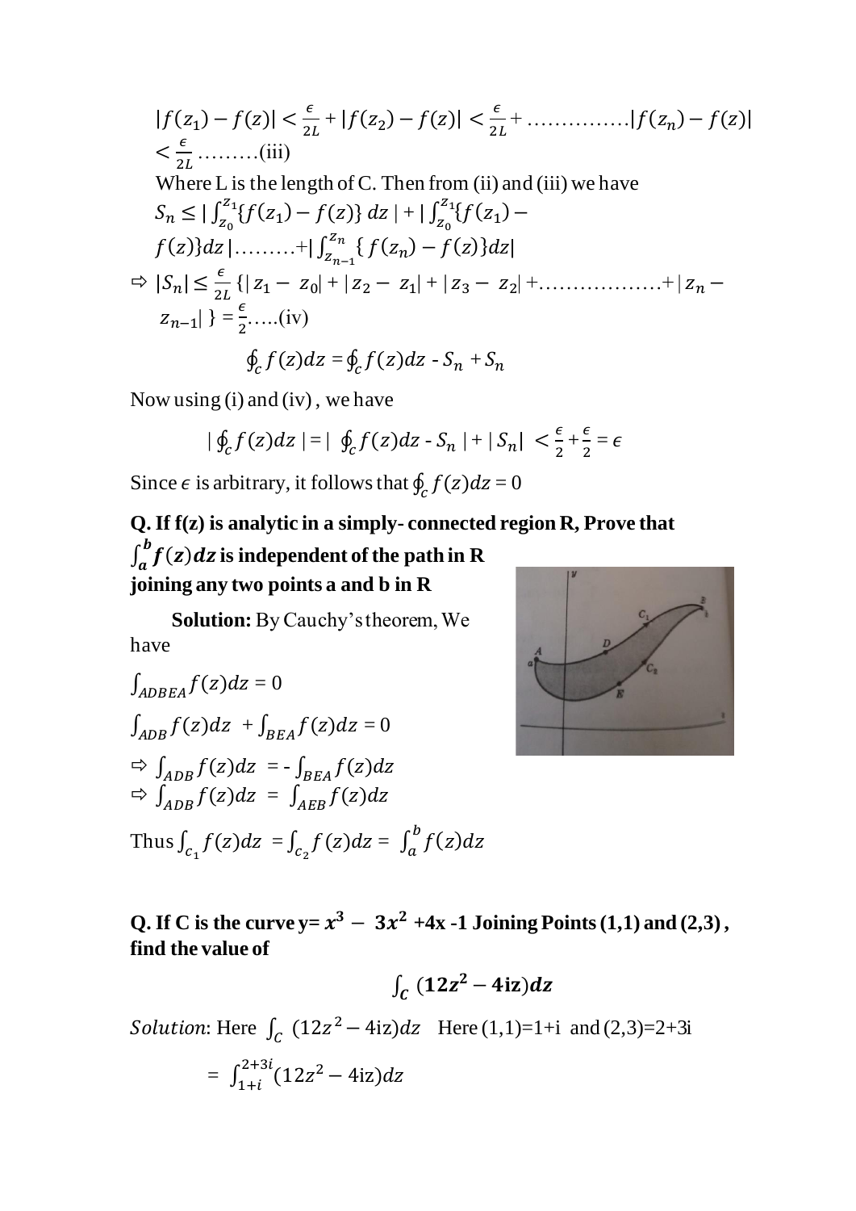$|f(z_1) - f(z)| < \frac{\epsilon}{2L} + |f(z_2) - f(z)| < \frac{\epsilon}{2L} + \ldots\ldots\ldots\ldots\ldots |f(z_n) - f(z)| < \frac{\epsilon}{2L} \ldots\ldots\ldots$(iii)

Where L is the length of C. Then from (ii) and (iii) we have

$S_n \leq |\int_{z_0}^{z_1}\{f(z_1) - f(z)\}\, dz| + |\int_{z_0}^{z_1}\{f(z_1) - f(z)\}dz| \ldots\ldots\ldots + |\int_{z_{n-1}}^{z_n}\{f(z_n) - f(z)\}dz|$

$\Rightarrow |S_n| \leq \frac{\epsilon}{2L}\{|z_1 - z_0| + |z_2 - z_1| + |z_3 - z_2| + \ldots\ldots\ldots\ldots\ldots\ldots + |z_n - z_{n-1}|\} = \frac{\epsilon}{2} \ldots\ldots$(iv)

$$\oint_c f(z)dz = \oint_c f(z)dz - S_n + S_n$$

Now using (i) and (iv), we have

$$|\oint_c f(z)dz| = |\oint_c f(z)dz - S_n| + |S_n| < \frac{\epsilon}{2} + \frac{\epsilon}{2} = \epsilon$$

Since $\epsilon$ is arbitrary, it follows that $\oint_c f(z)dz = 0$

**Q. If f(z) is analytic in a simply- connected region R, Prove that $\int_a^b f(z)dz$ is independent of the path in R joining any two points a and b in R**

**Solution:** By Cauchy's theorem, We have

$\int_{ADBEA} f(z)dz = 0$

$\int_{ADB} f(z)dz + \int_{BEA} f(z)dz = 0$

$\Rightarrow \int_{ADB} f(z)dz = -\int_{BEA} f(z)dz$

$\Rightarrow \int_{ADB} f(z)dz = \int_{AEB} f(z)dz$

Thus $\int_{c_1} f(z)dz = \int_{c_2} f(z)dz = \int_a^b f(z)dz$

**Q. If C is the curve y= $x^3 - 3x^2$ +4x -1 Joining Points (1,1) and (2,3), find the value of**

$$\int_C (12z^2 - 4iz)dz$$

*Solution*: Here $\int_C (12z^2 - 4iz)dz$ Here (1,1)=1+i and (2,3)=2+3i

$$= \int_{1+i}^{2+3i}(12z^2 - 4iz)dz$$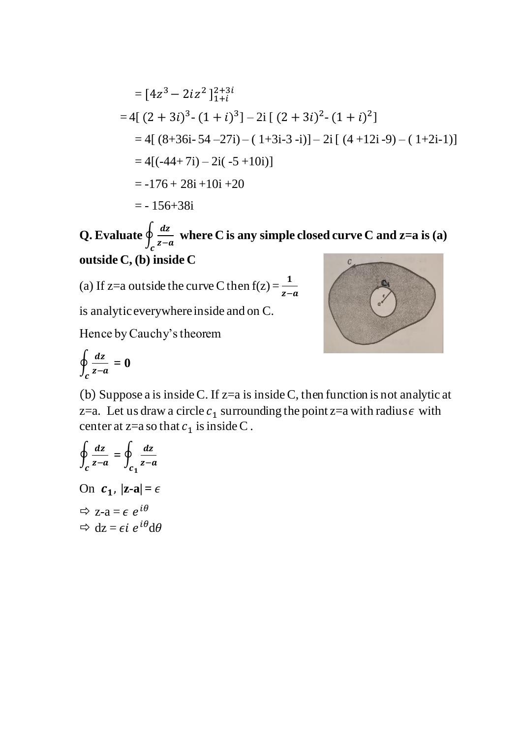$$= [4z^3 - 2iz^2]_{1+i}^{2+3i}$$

$$= 4[(2+3i)^3 - (1+i)^3] - 2i[(2+3i)^2 - (1+i)^2]$$

= 4[ (8+36i- 54 –27i) – ( 1+3i-3 -i)] – 2i [ (4 +12i -9) – ( 1+2i-1)]

= 4[(-44+ 7i) – 2i( -5 +10i)]

= -176 + 28i +10i +20

= - 156+38i

**Q. Evaluate $\oint_c \frac{dz}{z-a}$ where C is any simple closed curve C and z=a is (a) outside C, (b) inside C**

(a) If z=a outside the curve C then $f(z) = \frac{1}{z-a}$ is analytic everywhere inside and on C.

Hence by Cauchy's theorem

$$\oint_c \frac{dz}{z-a} = 0$$

(b) Suppose a is inside C. If z=a is inside C, then function is not analytic at z=a. Let us draw a circle $c_1$ surrounding the point z=a with radius $\epsilon$ with center at z=a so that $c_1$ is inside C .

$$\oint_c \frac{dz}{z-a} = \oint_{c_1} \frac{dz}{z-a}$$

On $c_1$, $|z-a| = \epsilon$

$\Rightarrow$ $z-a = \epsilon\, e^{i\theta}$

$\Rightarrow$ $dz = \epsilon i\, e^{i\theta} d\theta$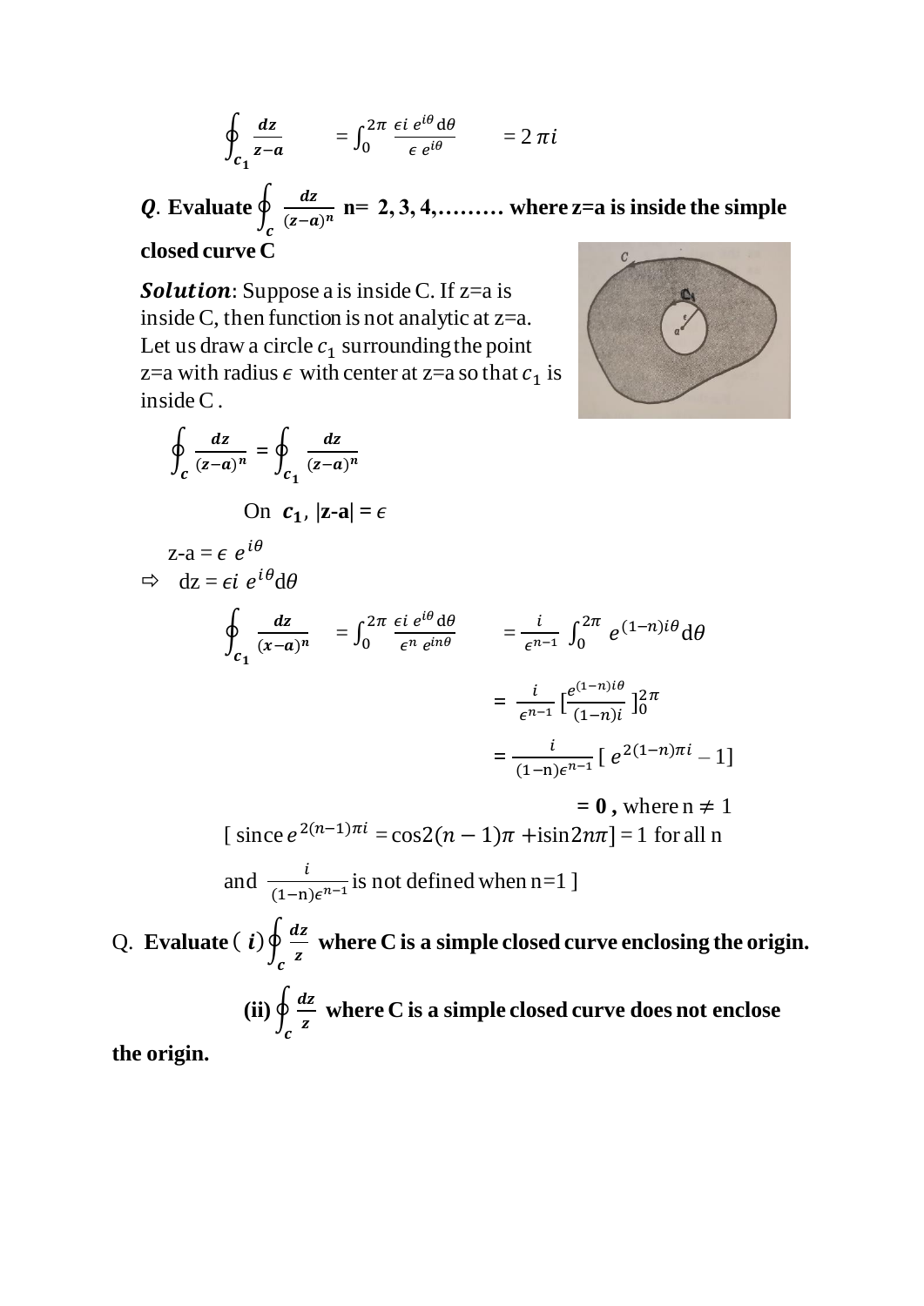$$\oint_{c_1} \frac{dz}{z-a} \quad = \int_0^{2\pi} \frac{\epsilon i\, e^{i\theta} \mathrm{d}\theta}{\epsilon\, e^{i\theta}} \quad = 2\,\pi i$$

***Q*. Evaluate $\oint_c \frac{dz}{(z-a)^n}$ n= 2, 3, 4,……… where z=a is inside the simple closed curve C**

***Solution***: Suppose a is inside C. If z=a is inside C, then function is not analytic at z=a. Let us draw a circle $c_1$ surrounding the point z=a with radius $\epsilon$ with center at z=a so that $c_1$ is inside C .

$$\oint_c \frac{dz}{(z-a)^n} = \oint_{c_1} \frac{dz}{(z-a)^n}$$

On $c_1$, $|z-a| = \epsilon$

$z-a = \epsilon\, e^{i\theta}$

⇨ $dz = \epsilon i\, e^{i\theta} d\theta$

$$\oint_{c_1} \frac{dz}{(x-a)^n} = \int_0^{2\pi} \frac{\epsilon i\, e^{i\theta}\mathrm{d}\theta}{\epsilon^n\, e^{in\theta}} = \frac{i}{\epsilon^{n-1}} \int_0^{2\pi} e^{(1-n)i\theta} \mathrm{d}\theta$$

$$= \frac{i}{\epsilon^{n-1}} \left[\frac{e^{(1-n)i\theta}}{(1-n)i}\right]_0^{2\pi}$$

$$= \frac{i}{(1-\mathrm{n})\epsilon^{n-1}} \left[\, e^{2(1-n)\pi i} - 1\right]$$

$$= \mathbf{0}\,, \text{ where } n \neq 1$$

[ since $e^{2(n-1)\pi i} = \cos 2(n-1)\pi + i\sin 2n\pi] = 1$ for all n

and $\frac{i}{(1-\mathrm{n})\epsilon^{n-1}}$ is not defined when n=1 ]

Q. **Evaluate ( *i*) $\oint_c \frac{dz}{z}$ where C is a simple closed curve enclosing the origin.**

**(ii) $\oint_c \frac{dz}{z}$ where C is a simple closed curve does not enclose the origin.**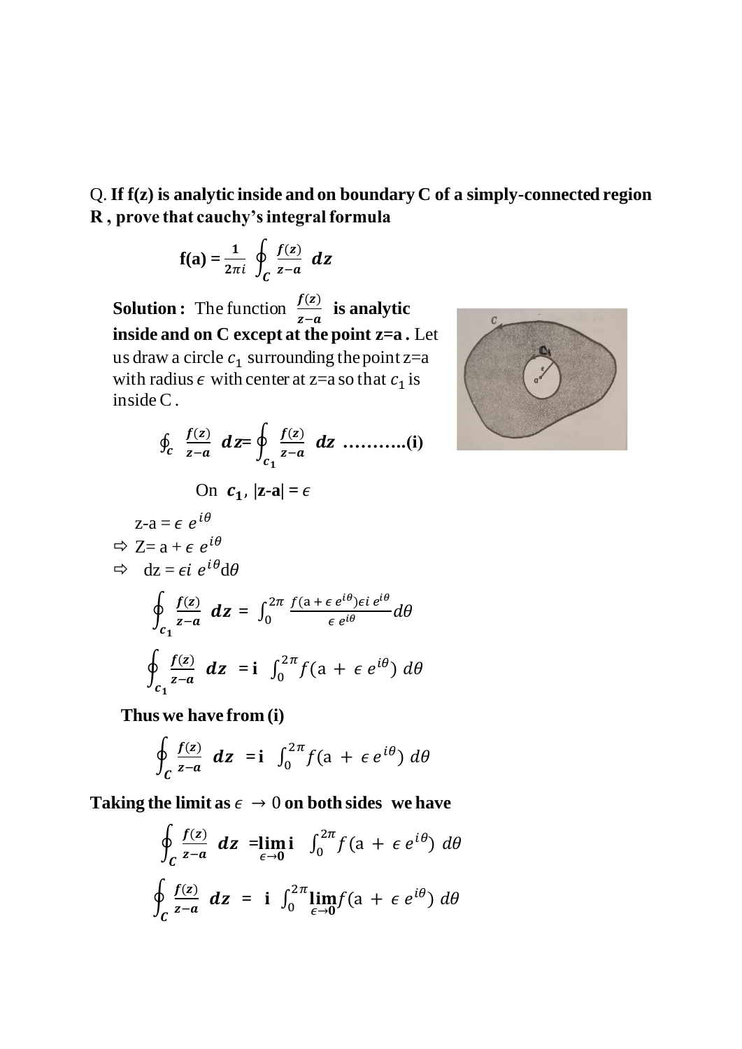Q. **If f(z) is analytic inside and on boundary C of a simply-connected region R , prove that cauchy's integral formula**

$$\mathbf{f(a)} = \frac{1}{2\pi i} \oint_C \frac{f(z)}{z-a}\, dz$$

**Solution :** The function $\frac{f(z)}{z-a}$ **is analytic inside and on C except at the point z=a .** Let us draw a circle $c_1$ surrounding the point z=a with radius $\epsilon$ with center at z=a so that $c_1$ is inside C .

$$\oint_c \frac{f(z)}{z-a}\, dz = \oint_{c_1} \frac{f(z)}{z-a}\, dz \quad \text{..........(i)}$$

On $c_1$, $|z-a| = \epsilon$

$z - a = \epsilon\, e^{i\theta}$

$\Rightarrow$ $Z = a + \epsilon\, e^{i\theta}$

$\Rightarrow$ $dz = \epsilon i\, e^{i\theta} d\theta$

$$\oint_{c_1} \frac{f(z)}{z-a}\, dz = \int_0^{2\pi} \frac{f(a + \epsilon\, e^{i\theta}) \epsilon i\, e^{i\theta}}{\epsilon\, e^{i\theta}} d\theta$$

$$\oint_{c_1} \frac{f(z)}{z-a}\, dz = i \int_0^{2\pi} f(a + \epsilon\, e^{i\theta})\, d\theta$$

**Thus we have from (i)**

$$\oint_C \frac{f(z)}{z-a}\, dz = i \int_0^{2\pi} f(a + \epsilon\, e^{i\theta})\, d\theta$$

**Taking the limit as** $\epsilon \to 0$ **on both sides we have**

$$\oint_C \frac{f(z)}{z-a}\, dz = \lim_{\epsilon \to 0} i \int_0^{2\pi} f(a + \epsilon\, e^{i\theta})\, d\theta$$

$$\oint_C \frac{f(z)}{z-a}\, dz = i \int_0^{2\pi} \lim_{\epsilon \to 0} f(a + \epsilon\, e^{i\theta})\, d\theta$$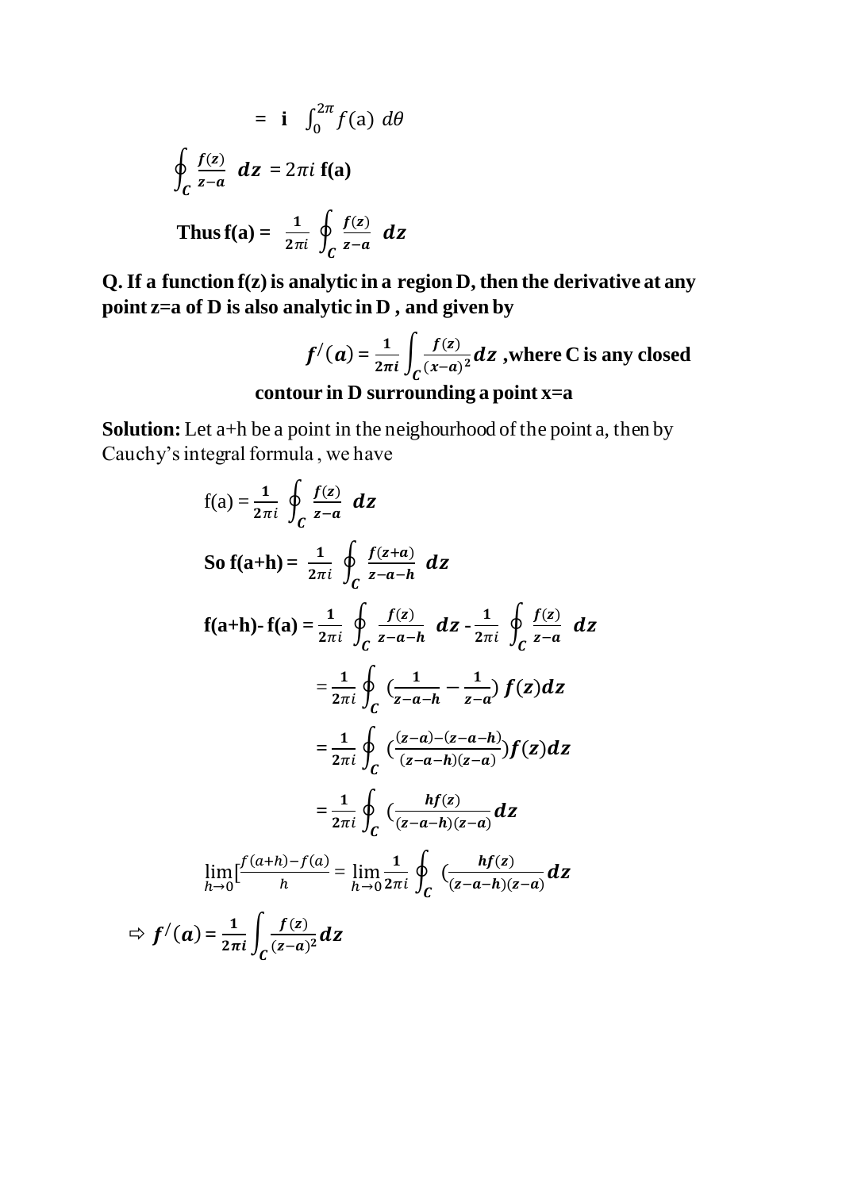$$= \mathbf{i} \int_0^{2\pi} f(\text{a})\ d\theta$$

$$\oint_C \frac{f(z)}{z-a}\ dz = 2\pi i\ \mathbf{f(a)}$$

**Thus** $\mathbf{f(a)} = \frac{1}{2\pi i} \oint_C \frac{f(z)}{z-a}\ dz$

**Q. If a function f(z) is analytic in a region D, then the derivative at any point z=a of D is also analytic in D , and given by**

$$f^{/}(a) = \frac{1}{2\pi i} \int_C \frac{f(z)}{(x-a)^2} dz$$ **,where C is any closed contour in D surrounding a point x=a**

**Solution:** Let a+h be a point in the neighourhood of the point a, then by Cauchy's integral formula , we have

$$\text{f(a)} = \frac{1}{2\pi i} \oint_C \frac{f(z)}{z-a}\ dz$$

**So** $\mathbf{f(a+h)} = \frac{1}{2\pi i} \oint_C \frac{f(z+a)}{z-a-h}\ dz$

$$\mathbf{f(a+h)- f(a)} = \frac{1}{2\pi i} \oint_C \frac{f(z)}{z-a-h}\ dz - \frac{1}{2\pi i} \oint_C \frac{f(z)}{z-a}\ dz$$

$$= \frac{1}{2\pi i} \oint_C \left(\frac{1}{z-a-h} - \frac{1}{z-a}\right) f(z) dz$$

$$= \frac{1}{2\pi i} \oint_C \left(\frac{(z-a)-(z-a-h)}{(z-a-h)(z-a)}\right) f(z) dz$$

$$= \frac{1}{2\pi i} \oint_C \left(\frac{hf(z)}{(z-a-h)(z-a)} dz\right.$$

$$\lim_{h\to 0}\left[\frac{f(a+h)-f(a)}{h} = \lim_{h\to 0} \frac{1}{2\pi i} \oint_C \left(\frac{hf(z)}{(z-a-h)(z-a)} dz\right.\right.$$

$$\Rightarrow f^{/}(a) = \frac{1}{2\pi i} \int_C \frac{f(z)}{(z-a)^2} dz$$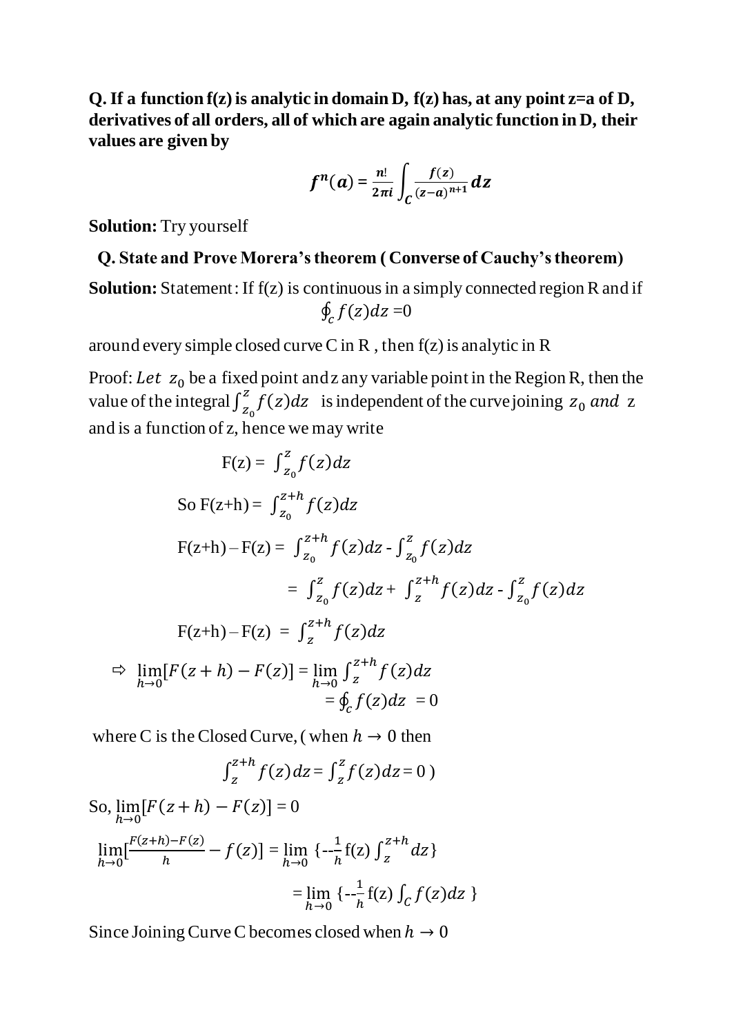**Q. If a function f(z) is analytic in domain D, f(z) has, at any point z=a of D, derivatives of all orders, all of which are again analytic function in D, their values are given by**

$$f^n(a) = \frac{n!}{2\pi i}\int_C \frac{f(z)}{(z-a)^{n+1}}dz$$

**Solution:** Try yourself

**Q. State and Prove Morera's theorem ( Converse of Cauchy's theorem)**

**Solution:** Statement: If f(z) is continuous in a simply connected region R and if

$$\oint_C f(z)dz = 0$$

around every simple closed curve C in R , then f(z) is analytic in R

Proof: *Let* $z_0$ be a fixed point and z any variable point in the Region R, then the value of the integral $\int_{z_0}^{z} f(z)dz$ is independent of the curve joining $z_0$ *and* z and is a function of z, hence we may write

$$F(z) = \int_{z_0}^{z} f(z)dz$$

$$\text{So } F(z+h) = \int_{z_0}^{z+h} f(z)dz$$

$$F(z+h) - F(z) = \int_{z_0}^{z+h} f(z)dz - \int_{z_0}^{z} f(z)dz$$

$$= \int_{z_0}^{z} f(z)dz + \int_{z}^{z+h} f(z)dz - \int_{z_0}^{z} f(z)dz$$

$$F(z+h) - F(z) = \int_{z}^{z+h} f(z)dz$$

$$\Rightarrow \lim_{h\to 0}[F(z+h) - F(z)] = \lim_{h\to 0}\int_{z}^{z+h} f(z)dz$$

$$= \oint_C f(z)dz = 0$$

where C is the Closed Curve, ( when $h \to 0$ then

$$\int_{z}^{z+h} f(z)\,dz = \int_{z}^{z} f(z)dz = 0 \text{ )}$$

$$\text{So, } \lim_{h\to 0}[F(z+h) - F(z)] = 0$$

$$\lim_{h\to 0}\left[\frac{F(z+h)-F(z)}{h} - f(z)\right] = \lim_{h\to 0}\left\{ -\frac{1}{h} f(z)\int_{z}^{z+h} dz\right\}$$

$$= \lim_{h\to 0}\left\{ -\frac{1}{h} f(z)\int_C f(z)dz \right\}$$

Since Joining Curve C becomes closed when $h \to 0$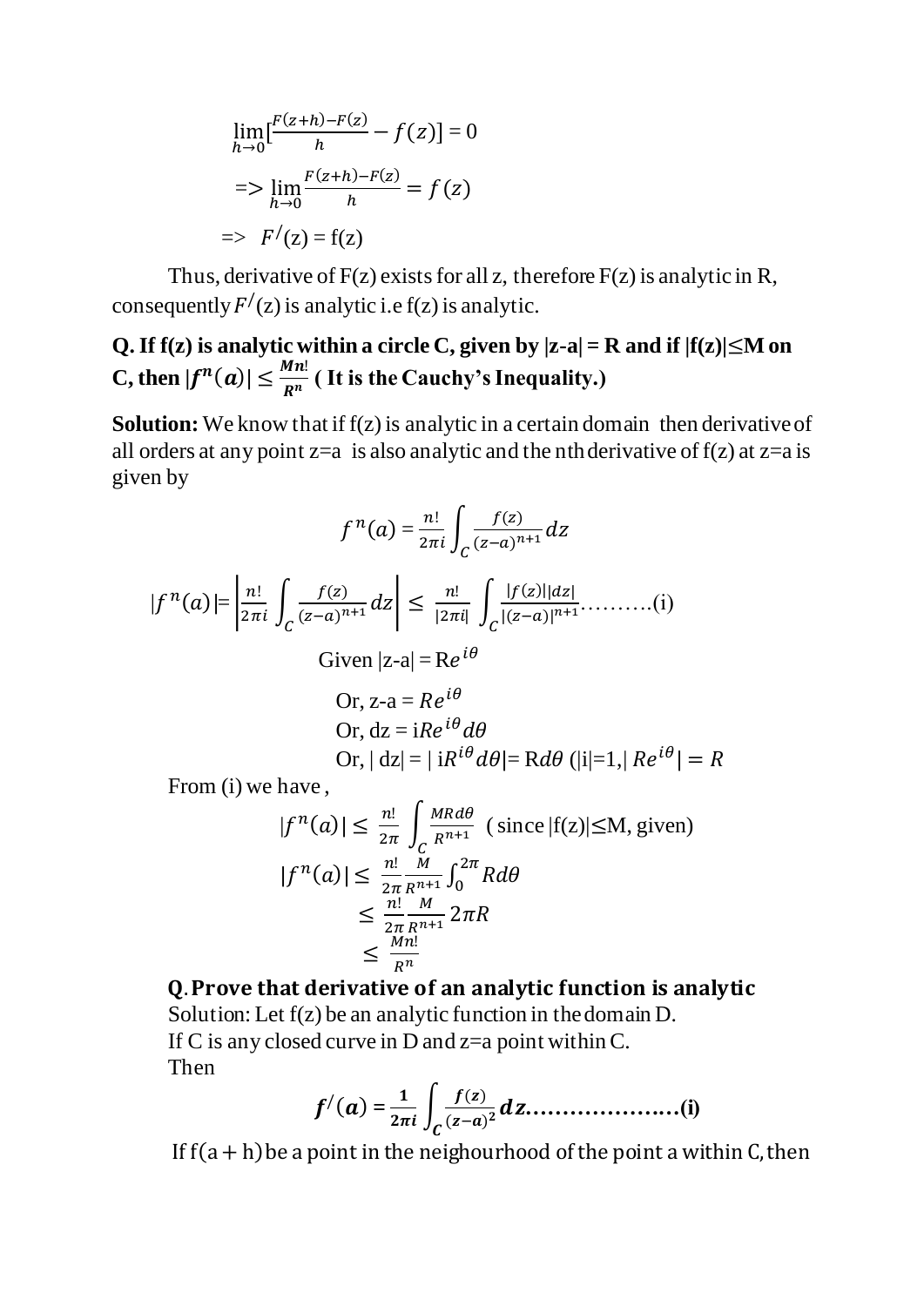$$\lim_{h \to 0}\left[\frac{F(z+h)-F(z)}{h} - f(z)\right] = 0$$

$$=> \lim_{h \to 0}\frac{F(z+h)-F(z)}{h} = f(z)$$

$$=> F^{/}(z) = f(z)$$

Thus, derivative of F(z) exists for all z, therefore F(z) is analytic in R, consequently $F^{/}(z)$ is analytic i.e f(z) is analytic.

**Q. If f(z) is analytic within a circle C, given by |z-a| = R and if |f(z)|≤M on C, then $|f^{n}(a)| \leq \frac{Mn!}{R^{n}}$ ( It is the Cauchy's Inequality.)**

**Solution:** We know that if f(z) is analytic in a certain domain then derivative of all orders at any point z=a is also analytic and the nth derivative of f(z) at z=a is given by

$$f^{n}(a) = \frac{n!}{2\pi i}\int_{C}\frac{f(z)}{(z-a)^{n+1}}dz$$

$$|f^{n}(a)| = \left|\frac{n!}{2\pi i}\int_{C}\frac{f(z)}{(z-a)^{n+1}}dz\right| \leq \frac{n!}{|2\pi i|}\int_{C}\frac{|f(z)||dz|}{|(z-a)|^{n+1}} \ldots\ldots\ldots\text{(i)}$$

Given $|z\text{-}a| = Re^{i\theta}$

Or, $z\text{-}a = Re^{i\theta}$

Or, $dz = iRe^{i\theta}d\theta$

Or, $|dz| = |iR^{i\theta}d\theta| = Rd\theta$ ($|i|=1, |Re^{i\theta}| = R$

From (i) we have ,

$$|f^{n}(a)| \leq \frac{n!}{2\pi}\int_{C}\frac{MRd\theta}{R^{n+1}} \quad (\text{since } |f(z)| \leq M, \text{ given})$$

$$|f^{n}(a)| \leq \frac{n!}{2\pi}\frac{M}{R^{n+1}}\int_{0}^{2\pi}Rd\theta$$

$$\leq \frac{n!}{2\pi}\frac{M}{R^{n+1}}2\pi R$$

$$\leq \frac{Mn!}{R^{n}}$$

**Q. Prove that derivative of an analytic function is analytic**

Solution: Let f(z) be an analytic function in the domain D.

If C is any closed curve in D and z=a point within C.

Then

$$\boldsymbol{f^{/}(a) = \frac{1}{2\pi i}\int_{C}\frac{f(z)}{(z-a)^{2}}dz \ldots\ldots\ldots\ldots\ldots\ldots\ldots\text{(i)}}$$

If $f(a+h)$ be a point in the neighourhood of the point a within C, then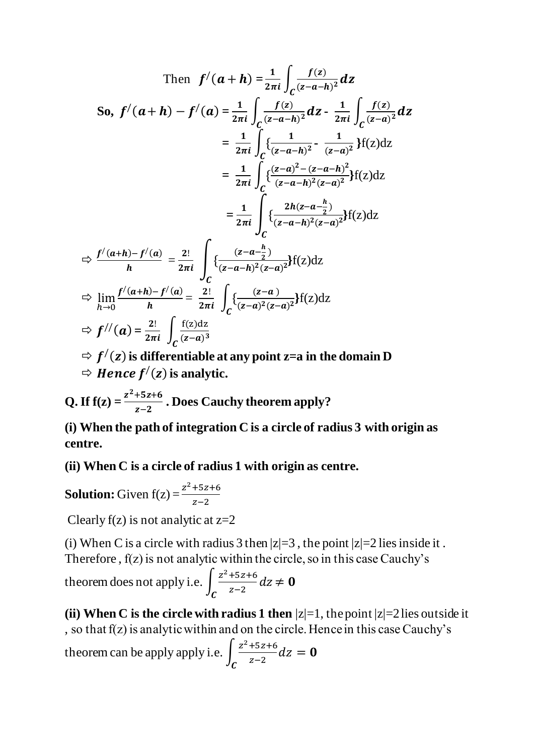$$\text{Then } \; f'(a+h) = \frac{1}{2\pi i}\int_C \frac{f(z)}{(z-a-h)^2}\,dz$$

$$\textbf{So, } f'(a+h) - f'(a) = \frac{1}{2\pi i}\int_C \frac{f(z)}{(z-a-h)^2}\,dz - \frac{1}{2\pi i}\int_C \frac{f(z)}{(z-a)^2}\,dz$$

$$= \frac{1}{2\pi i}\int_C \left\{\frac{1}{(z-a-h)^2} - \frac{1}{(z-a)^2}\right\} f(z)dz$$

$$= \frac{1}{2\pi i}\int_C \left\{\frac{(z-a)^2-(z-a-h)^2}{(z-a-h)^2(z-a)^2}\right\} f(z)dz$$

$$= \frac{1}{2\pi i}\int_C \left\{\frac{2h(z-a-\frac{h}{2})}{(z-a-h)^2(z-a)^2}\right\} f(z)dz$$

$$\Rightarrow \frac{f'(a+h)-f'(a)}{h} = \frac{2!}{2\pi i}\int_C \left\{\frac{(z-a-\frac{h}{2})}{(z-a-h)^2(z-a)^2}\right\} f(z)dz$$

$$\Rightarrow \lim_{h\to 0}\frac{f'(a+h)-f'(a)}{h} = \frac{2!}{2\pi i}\int_C \left\{\frac{(z-a)}{(z-a)^2(z-a)^2}\right\} f(z)dz$$

$$\Rightarrow f''(a) = \frac{2!}{2\pi i}\int_C \frac{f(z)dz}{(z-a)^3}$$

$\Rightarrow$ **$f'(z)$ is differentiable at any point z=a in the domain D**

$\Rightarrow$ ***Hence*** **$f'(z)$ is analytic.**

**Q. If f(z) = $\frac{z^2+5z+6}{z-2}$. Does Cauchy theorem apply?**

**(i) When the path of integration C is a circle of radius 3 with origin as centre.**

**(ii) When C is a circle of radius 1 with origin as centre.**

**Solution:** Given f(z) = $\frac{z^2+5z+6}{z-2}$

Clearly f(z) is not analytic at z=2

(i) When C is a circle with radius 3 then $|z|=3$, the point $|z|=2$ lies inside it. Therefore, f(z) is not analytic within the circle, so in this case Cauchy's theorem does not apply i.e. $\int_C \frac{z^2+5z+6}{z-2}\,dz \neq \mathbf{0}$

**(ii) When C is the circle with radius 1 then** $|z|=1$, the point $|z|=2$ lies outside it, so that f(z) is analytic within and on the circle. Hence in this case Cauchy's theorem can be apply apply i.e. $\int_C \frac{z^2+5z+6}{z-2}\,dz = \mathbf{0}$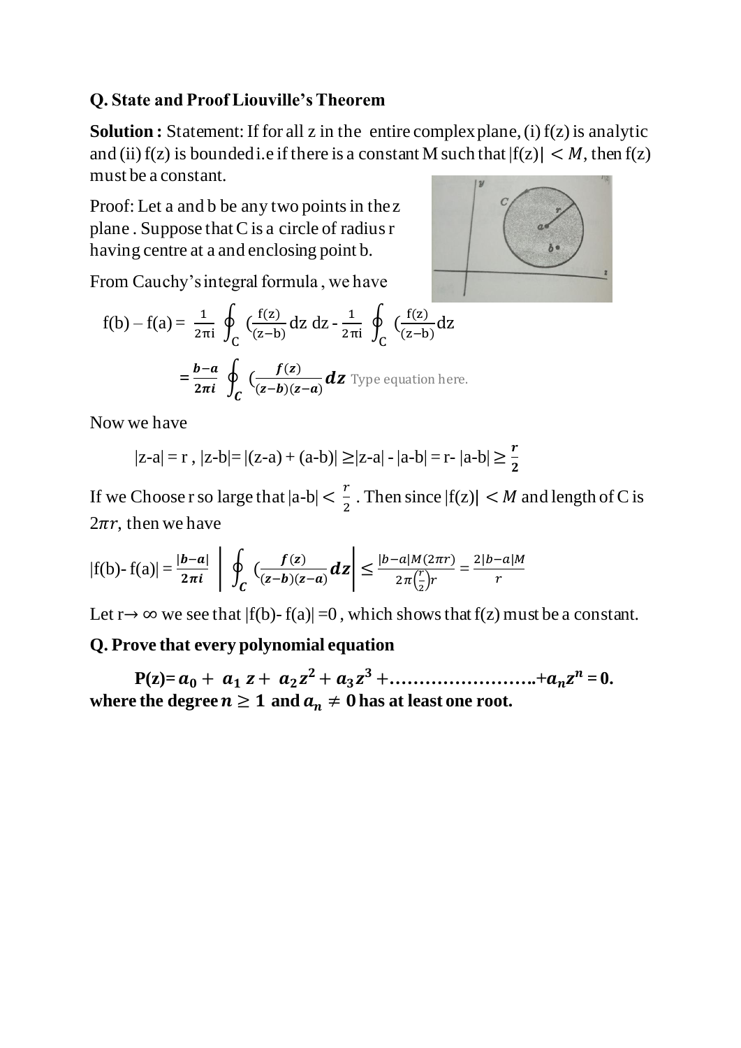**Q. State and Proof Liouville's Theorem**

**Solution :** Statement: If for all z in the entire complex plane, (i) f(z) is analytic and (ii) f(z) is bounded i.e if there is a constant M such that $|f(z)| < M$, then f(z) must be a constant.

Proof: Let a and b be any two points in the z plane . Suppose that C is a circle of radius r having centre at a and enclosing point b.

y
C
r
a
b
x

From Cauchy's integral formula , we have

$$f(b) - f(a) = \frac{1}{2\pi i} \oint_C \left(\frac{f(z)}{(z-b)} dz\, dz - \frac{1}{2\pi i} \oint_C \left(\frac{f(z)}{(z-b)} dz\right.\right.$$

$$= \frac{b-a}{2\pi i} \oint_C \left(\frac{f(z)}{(z-b)(z-a)} dz\right. \text{ Type equation here.}$$

Now we have

$$|z-a| = r \,,\ |z-b| = |(z-a) + (a-b)| \geq |z-a| - |a-b| = r - |a-b| \geq \frac{r}{2}$$

If we Choose r so large that $|a-b| < \frac{r}{2}$ . Then since $|f(z)| < M$ and length of C is $2\pi r$, then we have

$$|f(b) - f(a)| = \frac{|b-a|}{2\pi i} \left| \oint_C \left(\frac{f(z)}{(z-b)(z-a)} dz\right.\right| \leq \frac{|b-a| M (2\pi r)}{2\pi \left(\frac{r}{2}\right) r} = \frac{2|b-a|M}{r}$$

Let $r \to \infty$ we see that $|f(b) - f(a)| = 0$ , which shows that f(z) must be a constant.

**Q. Prove that every polynomial equation**

$$P(z) = a_0 + a_1 z + a_2 z^2 + a_3 z^3 + \ldots\ldots\ldots\ldots\ldots\ldots\ldots\ldots + a_n z^n = 0.$$

**where the degree $n \geq 1$ and $a_n \neq 0$ has at least one root.**